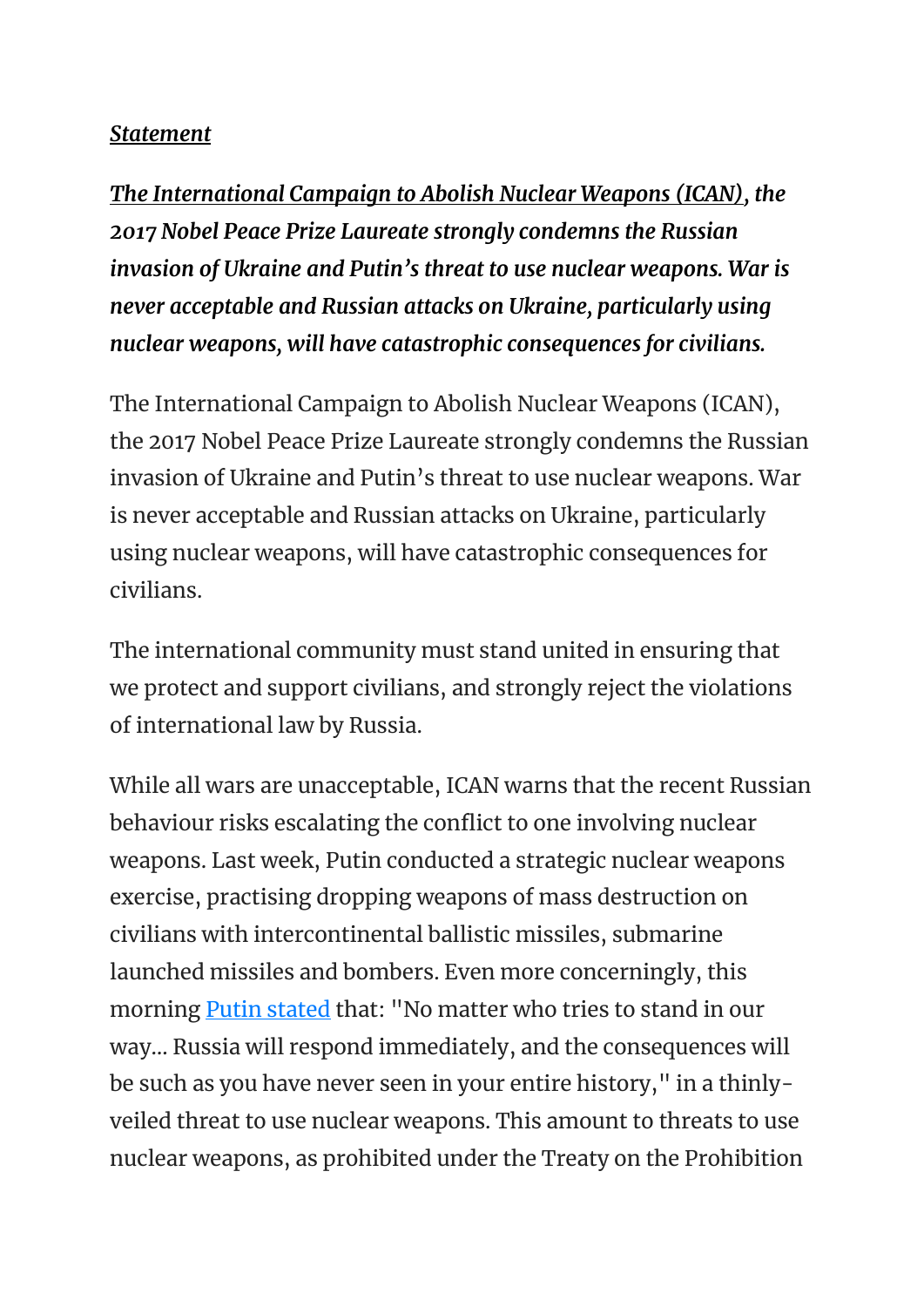***Statement***

***The International Campaign to Abolish Nuclear Weapons (ICAN), the 2017 Nobel Peace Prize Laureate strongly condemns the Russian invasion of Ukraine and Putin's threat to use nuclear weapons. War is never acceptable and Russian attacks on Ukraine, particularly using nuclear weapons, will have catastrophic consequences for civilians.***

The International Campaign to Abolish Nuclear Weapons (ICAN), the 2017 Nobel Peace Prize Laureate strongly condemns the Russian invasion of Ukraine and Putin's threat to use nuclear weapons. War is never acceptable and Russian attacks on Ukraine, particularly using nuclear weapons, will have catastrophic consequences for civilians.

The international community must stand united in ensuring that we protect and support civilians, and strongly reject the violations of international law by Russia.

While all wars are unacceptable, ICAN warns that the recent Russian behaviour risks escalating the conflict to one involving nuclear weapons. Last week, Putin conducted a strategic nuclear weapons exercise, practising dropping weapons of mass destruction on civilians with intercontinental ballistic missiles, submarine launched missiles and bombers. Even more concerningly, this morning Putin stated that: "No matter who tries to stand in our way... Russia will respond immediately, and the consequences will be such as you have never seen in your entire history," in a thinly-veiled threat to use nuclear weapons. This amount to threats to use nuclear weapons, as prohibited under the Treaty on the Prohibition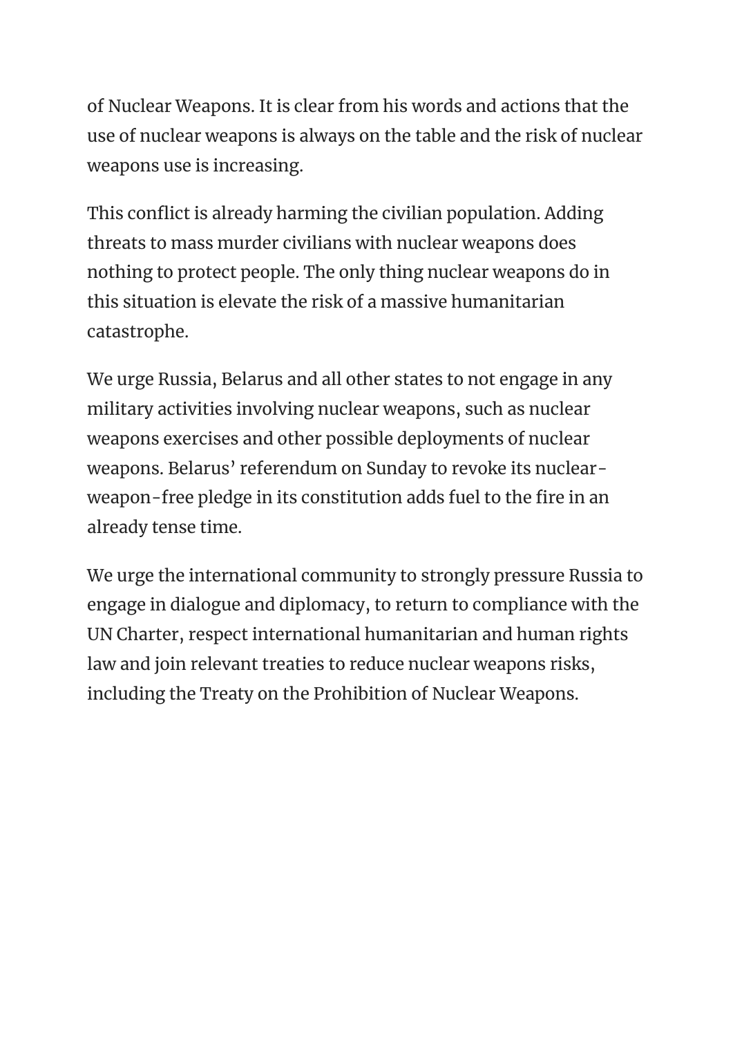of Nuclear Weapons. It is clear from his words and actions that the use of nuclear weapons is always on the table and the risk of nuclear weapons use is increasing.

This conflict is already harming the civilian population. Adding threats to mass murder civilians with nuclear weapons does nothing to protect people. The only thing nuclear weapons do in this situation is elevate the risk of a massive humanitarian catastrophe.

We urge Russia, Belarus and all other states to not engage in any military activities involving nuclear weapons, such as nuclear weapons exercises and other possible deployments of nuclear weapons. Belarus' referendum on Sunday to revoke its nuclear-weapon-free pledge in its constitution adds fuel to the fire in an already tense time.

We urge the international community to strongly pressure Russia to engage in dialogue and diplomacy, to return to compliance with the UN Charter, respect international humanitarian and human rights law and join relevant treaties to reduce nuclear weapons risks, including the Treaty on the Prohibition of Nuclear Weapons.